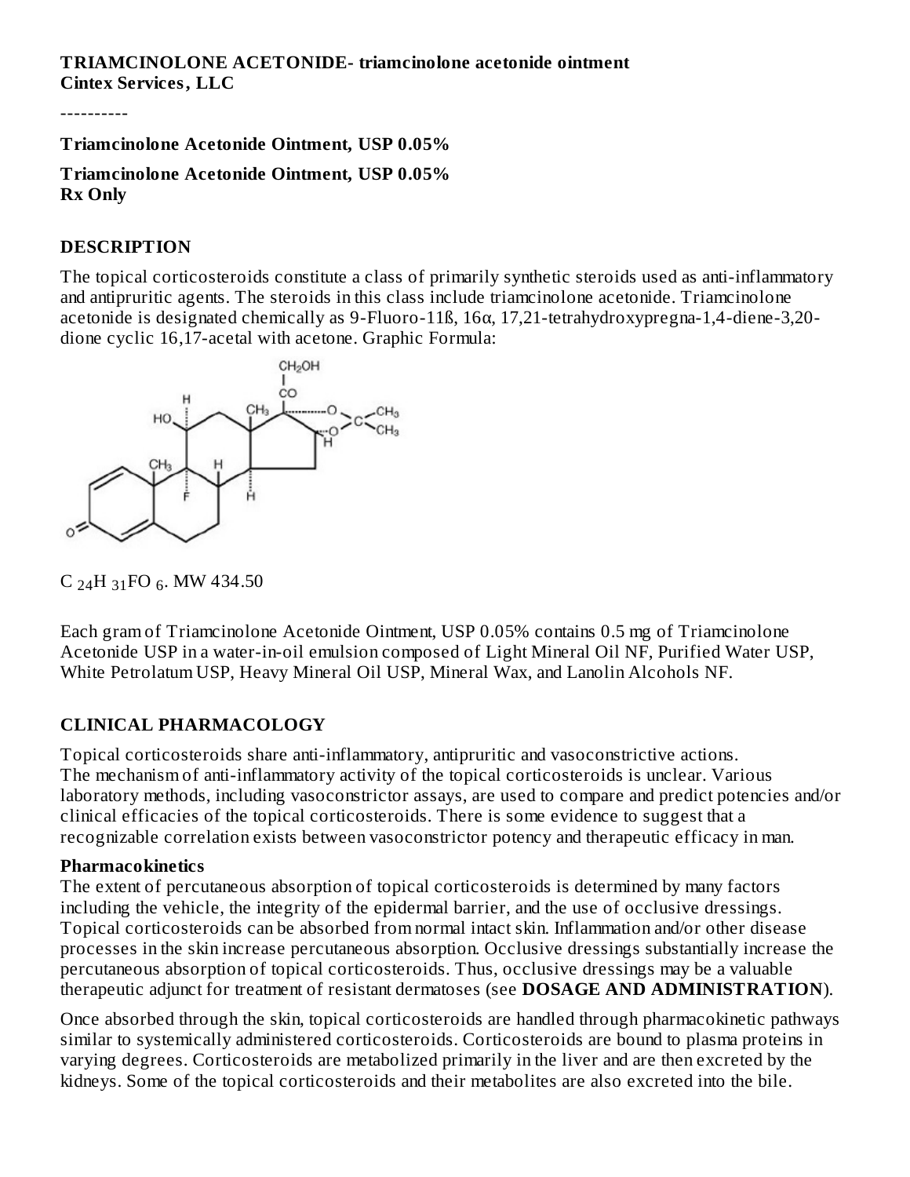**TRIAMCINOLONE ACETONIDE- triamcinolone acetonide ointment**
**Cintex Services, LLC**

----------

**Triamcinolone Acetonide Ointment, USP 0.05%**

**Triamcinolone Acetonide Ointment, USP 0.05%**
**Rx Only**

## DESCRIPTION

The topical corticosteroids constitute a class of primarily synthetic steroids used as anti-inflammatory and antipruritic agents. The steroids in this class include triamcinolone acetonide. Triamcinolone acetonide is designated chemically as 9-Fluoro-11ß, 16α, 17,21-tetrahydroxypregna-1,4-diene-3,20-dione cyclic 16,17-acetal with acetone. Graphic Formula:

$C_{24}H_{31}FO_6$. MW 434.50

Each gram of Triamcinolone Acetonide Ointment, USP 0.05% contains 0.5 mg of Triamcinolone Acetonide USP in a water-in-oil emulsion composed of Light Mineral Oil NF, Purified Water USP, White Petrolatum USP, Heavy Mineral Oil USP, Mineral Wax, and Lanolin Alcohols NF.

## CLINICAL PHARMACOLOGY

Topical corticosteroids share anti-inflammatory, antipruritic and vasoconstrictive actions.
The mechanism of anti-inflammatory activity of the topical corticosteroids is unclear. Various laboratory methods, including vasoconstrictor assays, are used to compare and predict potencies and/or clinical efficacies of the topical corticosteroids. There is some evidence to suggest that a recognizable correlation exists between vasoconstrictor potency and therapeutic efficacy in man.

### Pharmacokinetics

The extent of percutaneous absorption of topical corticosteroids is determined by many factors including the vehicle, the integrity of the epidermal barrier, and the use of occlusive dressings. Topical corticosteroids can be absorbed from normal intact skin. Inflammation and/or other disease processes in the skin increase percutaneous absorption. Occlusive dressings substantially increase the percutaneous absorption of topical corticosteroids. Thus, occlusive dressings may be a valuable therapeutic adjunct for treatment of resistant dermatoses (see **DOSAGE AND ADMINISTRATION**).

Once absorbed through the skin, topical corticosteroids are handled through pharmacokinetic pathways similar to systemically administered corticosteroids. Corticosteroids are bound to plasma proteins in varying degrees. Corticosteroids are metabolized primarily in the liver and are then excreted by the kidneys. Some of the topical corticosteroids and their metabolites are also excreted into the bile.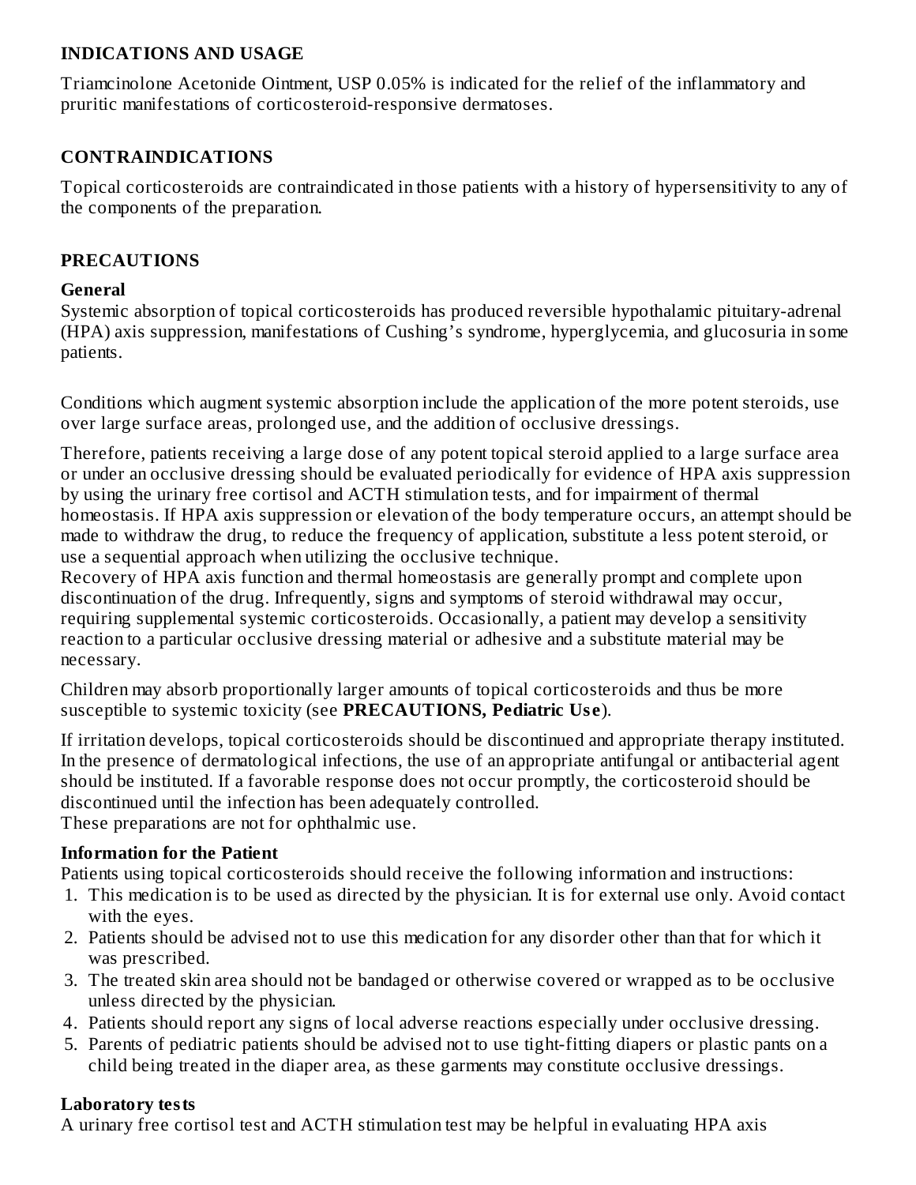## INDICATIONS AND USAGE

Triamcinolone Acetonide Ointment, USP 0.05% is indicated for the relief of the inflammatory and pruritic manifestations of corticosteroid-responsive dermatoses.

## CONTRAINDICATIONS

Topical corticosteroids are contraindicated in those patients with a history of hypersensitivity to any of the components of the preparation.

## PRECAUTIONS

### General

Systemic absorption of topical corticosteroids has produced reversible hypothalamic pituitary-adrenal (HPA) axis suppression, manifestations of Cushing's syndrome, hyperglycemia, and glucosuria in some patients.

Conditions which augment systemic absorption include the application of the more potent steroids, use over large surface areas, prolonged use, and the addition of occlusive dressings.

Therefore, patients receiving a large dose of any potent topical steroid applied to a large surface area or under an occlusive dressing should be evaluated periodically for evidence of HPA axis suppression by using the urinary free cortisol and ACTH stimulation tests, and for impairment of thermal homeostasis. If HPA axis suppression or elevation of the body temperature occurs, an attempt should be made to withdraw the drug, to reduce the frequency of application, substitute a less potent steroid, or use a sequential approach when utilizing the occlusive technique.
Recovery of HPA axis function and thermal homeostasis are generally prompt and complete upon discontinuation of the drug. Infrequently, signs and symptoms of steroid withdrawal may occur, requiring supplemental systemic corticosteroids. Occasionally, a patient may develop a sensitivity reaction to a particular occlusive dressing material or adhesive and a substitute material may be necessary.

Children may absorb proportionally larger amounts of topical corticosteroids and thus be more susceptible to systemic toxicity (see **PRECAUTIONS, Pediatric Use**).

If irritation develops, topical corticosteroids should be discontinued and appropriate therapy instituted. In the presence of dermatological infections, the use of an appropriate antifungal or antibacterial agent should be instituted. If a favorable response does not occur promptly, the corticosteroid should be discontinued until the infection has been adequately controlled.
These preparations are not for ophthalmic use.

### Information for the Patient

Patients using topical corticosteroids should receive the following information and instructions:

1. This medication is to be used as directed by the physician. It is for external use only. Avoid contact with the eyes.
2. Patients should be advised not to use this medication for any disorder other than that for which it was prescribed.
3. The treated skin area should not be bandaged or otherwise covered or wrapped as to be occlusive unless directed by the physician.
4. Patients should report any signs of local adverse reactions especially under occlusive dressing.
5. Parents of pediatric patients should be advised not to use tight-fitting diapers or plastic pants on a child being treated in the diaper area, as these garments may constitute occlusive dressings.

### Laboratory tests

A urinary free cortisol test and ACTH stimulation test may be helpful in evaluating HPA axis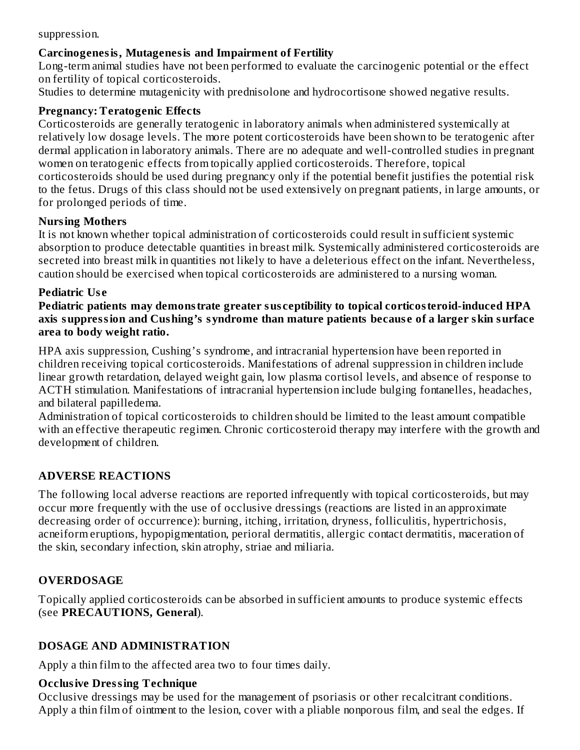suppression.

**Carcinogenesis, Mutagenesis and Impairment of Fertility**

Long-term animal studies have not been performed to evaluate the carcinogenic potential or the effect on fertility of topical corticosteroids.

Studies to determine mutagenicity with prednisolone and hydrocortisone showed negative results.

**Pregnancy: Teratogenic Effects**

Corticosteroids are generally teratogenic in laboratory animals when administered systemically at relatively low dosage levels. The more potent corticosteroids have been shown to be teratogenic after dermal application in laboratory animals. There are no adequate and well-controlled studies in pregnant women on teratogenic effects from topically applied corticosteroids. Therefore, topical corticosteroids should be used during pregnancy only if the potential benefit justifies the potential risk to the fetus. Drugs of this class should not be used extensively on pregnant patients, in large amounts, or for prolonged periods of time.

**Nursing Mothers**

It is not known whether topical administration of corticosteroids could result in sufficient systemic absorption to produce detectable quantities in breast milk. Systemically administered corticosteroids are secreted into breast milk in quantities not likely to have a deleterious effect on the infant. Nevertheless, caution should be exercised when topical corticosteroids are administered to a nursing woman.

**Pediatric Use**

**Pediatric patients may demonstrate greater susceptibility to topical corticosteroid-induced HPA axis suppression and Cushing's syndrome than mature patients because of a larger skin surface area to body weight ratio.**

HPA axis suppression, Cushing's syndrome, and intracranial hypertension have been reported in children receiving topical corticosteroids. Manifestations of adrenal suppression in children include linear growth retardation, delayed weight gain, low plasma cortisol levels, and absence of response to ACTH stimulation. Manifestations of intracranial hypertension include bulging fontanelles, headaches, and bilateral papilledema.

Administration of topical corticosteroids to children should be limited to the least amount compatible with an effective therapeutic regimen. Chronic corticosteroid therapy may interfere with the growth and development of children.

## ADVERSE REACTIONS

The following local adverse reactions are reported infrequently with topical corticosteroids, but may occur more frequently with the use of occlusive dressings (reactions are listed in an approximate decreasing order of occurrence): burning, itching, irritation, dryness, folliculitis, hypertrichosis, acneiform eruptions, hypopigmentation, perioral dermatitis, allergic contact dermatitis, maceration of the skin, secondary infection, skin atrophy, striae and miliaria.

## OVERDOSAGE

Topically applied corticosteroids can be absorbed in sufficient amounts to produce systemic effects (see **PRECAUTIONS, General**).

## DOSAGE AND ADMINISTRATION

Apply a thin film to the affected area two to four times daily.

**Occlusive Dressing Technique**

Occlusive dressings may be used for the management of psoriasis or other recalcitrant conditions. Apply a thin film of ointment to the lesion, cover with a pliable nonporous film, and seal the edges. If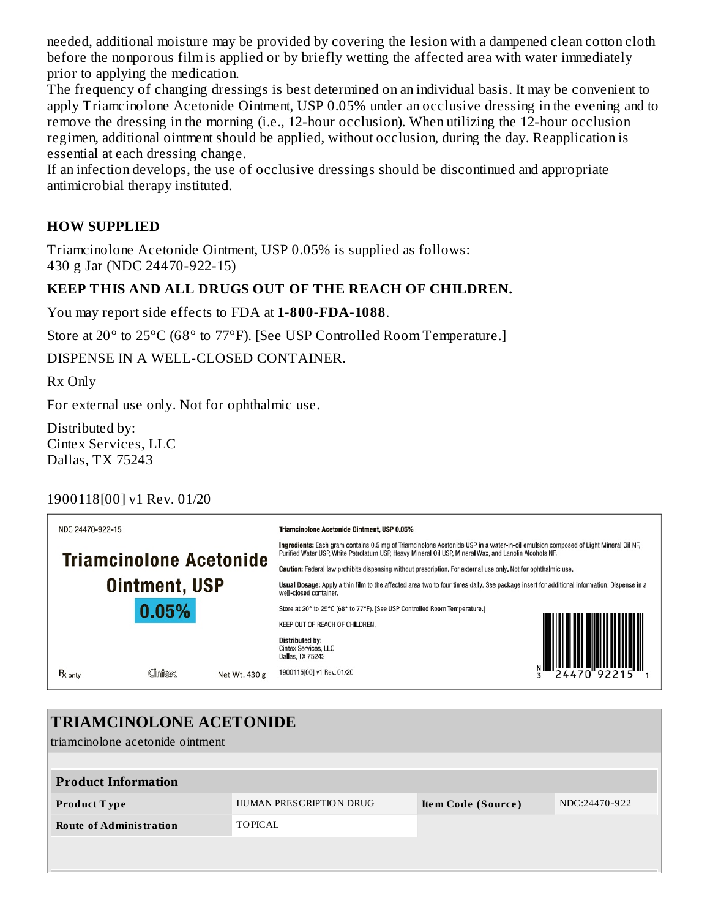needed, additional moisture may be provided by covering the lesion with a dampened clean cotton cloth before the nonporous film is applied or by briefly wetting the affected area with water immediately prior to applying the medication.

The frequency of changing dressings is best determined on an individual basis. It may be convenient to apply Triamcinolone Acetonide Ointment, USP 0.05% under an occlusive dressing in the evening and to remove the dressing in the morning (i.e., 12-hour occlusion). When utilizing the 12-hour occlusion regimen, additional ointment should be applied, without occlusion, during the day. Reapplication is essential at each dressing change.

If an infection develops, the use of occlusive dressings should be discontinued and appropriate antimicrobial therapy instituted.

## HOW SUPPLIED

Triamcinolone Acetonide Ointment, USP 0.05% is supplied as follows:
430 g Jar (NDC 24470-922-15)

**KEEP THIS AND ALL DRUGS OUT OF THE REACH OF CHILDREN.**

You may report side effects to FDA at **1-800-FDA-1088**.

Store at 20° to 25°C (68° to 77°F). [See USP Controlled Room Temperature.]

DISPENSE IN A WELL-CLOSED CONTAINER.

Rx Only

For external use only. Not for ophthalmic use.

Distributed by:
Cintex Services, LLC
Dallas, TX 75243

1900118[00] v1 Rev. 01/20

NDC 24470-922-15

**Triamcinolone Acetonide Ointment, USP**

**0.05%**

Rx only

Cintex

Net Wt. 430 g

**Triamcinolone Acetonide Ointment, USP 0.05%**

**Ingredients:** Each gram contains 0.5 mg of Triamcinolone Acetonide USP in a water-in-oil emulsion composed of Light Mineral Oil NF, Purified Water USP, White Petrolatum USP, Heavy Mineral Oil USP, Mineral Wax, and Lanolin Alcohols NF.

**Caution:** Federal law prohibits dispensing without prescription. For external use only. Not for ophthalmic use.

**Usual Dosage:** Apply a thin film to the affected area two to four times daily. See package insert for additional information. Dispense in a well-closed container.

Store at 20° to 25°C (68° to 77°F). [See USP Controlled Room Temperature.]

KEEP OUT OF REACH OF CHILDREN.

**Distributed by:**
Cintex Services, LLC
Dallas, TX 75243

1900115[00] v1 Rev. 01/20

N 3 24470 92215 1

## TRIAMCINOLONE ACETONIDE

triamcinolone acetonide ointment

| Product Information | | | |
|---|---|---|---|
| **Product Type** | HUMAN PRESCRIPTION DRUG | **Item Code (Source)** | NDC:24470-922 |
| **Route of Administration** | TOPICAL | | |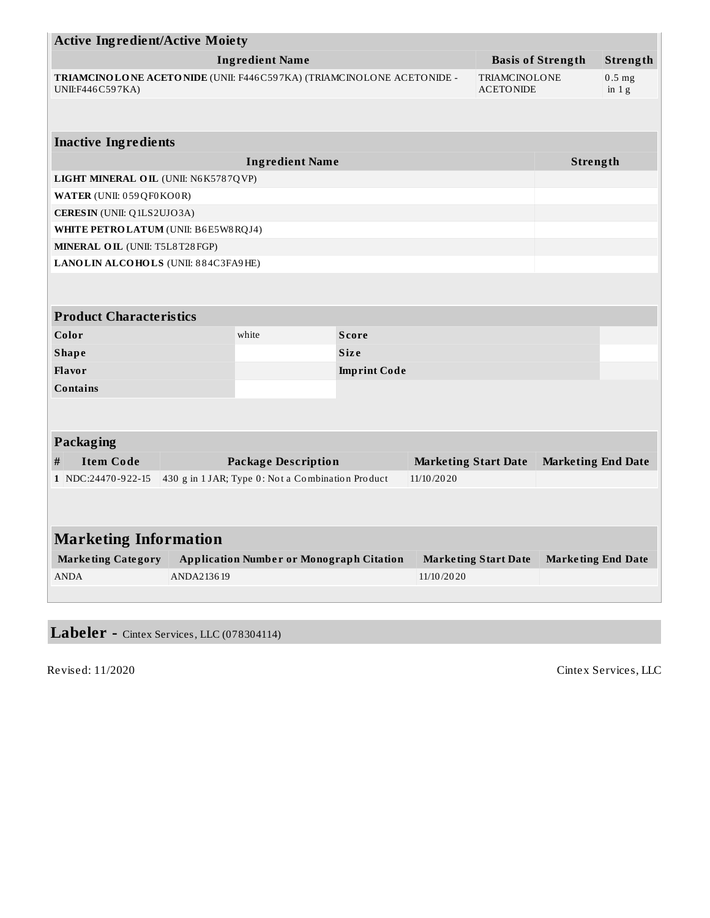| Active Ingredient/Active Moiety | | |
|---|---|---|
| **Ingredient Name** | **Basis of Strength** | **Strength** |
| **TRIAMCINOLONE ACETONIDE** (UNII: F446C597KA) (TRIAMCINOLONE ACETONIDE - UNII:F446C597KA) | TRIAMCINOLONE ACETONIDE | 0.5 mg in 1 g |

| Inactive Ingredients | |
|---|---|
| **Ingredient Name** | **Strength** |
| **LIGHT MINERAL OIL** (UNII: N6K5787QVP) | |
| **WATER** (UNII: 059QF0KO0R) | |
| **CERESIN** (UNII: Q1LS2UJO3A) | |
| **WHITE PETROLATUM** (UNII: B6E5W8RQJ4) | |
| **MINERAL OIL** (UNII: T5L8T28FGP) | |
| **LANOLIN ALCOHOLS** (UNII: 884C3FA9HE) | |

| Product Characteristics | | | |
|---|---|---|---|
| **Color** | white | **Score** | |
| **Shape** | | **Size** | |
| **Flavor** | | **Imprint Code** | |
| **Contains** | | | |

| Packaging | | | | |
|---|---|---|---|---|
| **#** | **Item Code** | **Package Description** | **Marketing Start Date** | **Marketing End Date** |
| **1** | NDC:24470-922-15 | 430 g in 1 JAR; Type 0: Not a Combination Product | 11/10/2020 | |

| Marketing Information | | | |
|---|---|---|---|
| **Marketing Category** | **Application Number or Monograph Citation** | **Marketing Start Date** | **Marketing End Date** |
| ANDA | ANDA213619 | 11/10/2020 | |

**Labeler -** Cintex Services, LLC (078304114)

Revised: 11/2020

Cintex Services, LLC